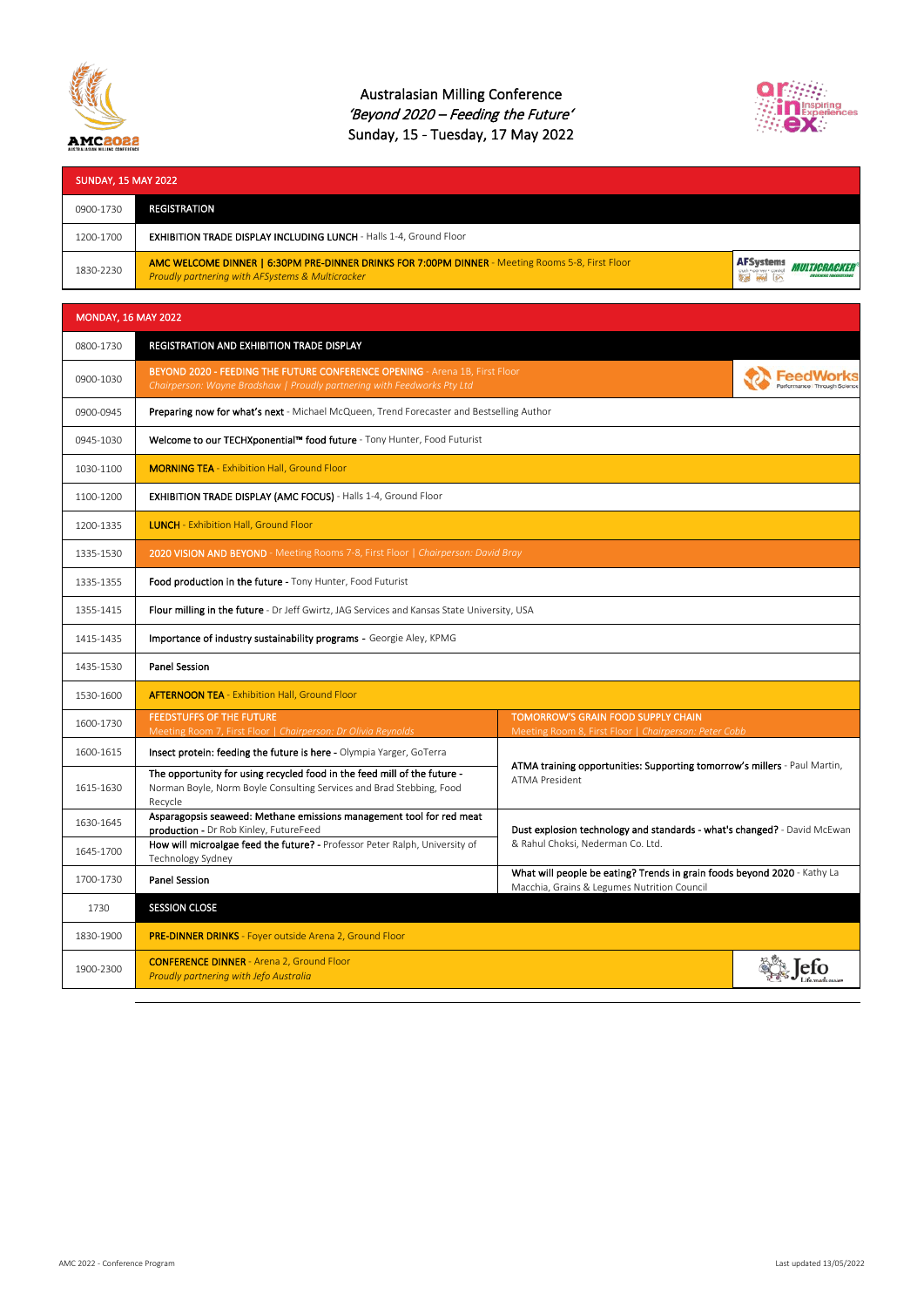# Australasian Milling Conference
## *'Beyond 2020 – Feeding the Future'*
### Sunday, 15 - Tuesday, 17 May 2022

| SUNDAY, 15 MAY 2022 | |
|---|---|
| 0900-1730 | **REGISTRATION** |
| 1200-1700 | **EXHIBITION TRADE DISPLAY INCLUDING LUNCH** - Halls 1-4, Ground Floor |
| 1830-2230 | **AMC WELCOME DINNER \| 6:30PM PRE-DINNER DRINKS FOR 7:00PM DINNER** - Meeting Rooms 5-8, First Floor<br>*Proudly partnering with AFSystems & Multicracker* |

| MONDAY, 16 MAY 2022 | | |
|---|---|---|
| 0800-1730 | **REGISTRATION AND EXHIBITION TRADE DISPLAY** | |
| 0900-1030 | **BEYOND 2020 - FEEDING THE FUTURE CONFERENCE OPENING** - Arena 1B, First Floor<br>*Chairperson: Wayne Bradshaw \| Proudly partnering with Feedworks Pty Ltd* | |
| 0900-0945 | **Preparing now for what's next** - Michael McQueen, Trend Forecaster and Bestselling Author | |
| 0945-1030 | **Welcome to our TECHXponential™ food future** - Tony Hunter, Food Futurist | |
| 1030-1100 | **MORNING TEA** - Exhibition Hall, Ground Floor | |
| 1100-1200 | **EXHIBITION TRADE DISPLAY (AMC FOCUS)** - Halls 1-4, Ground Floor | |
| 1200-1335 | **LUNCH** - Exhibition Hall, Ground Floor | |
| 1335-1530 | **2020 VISION AND BEYOND** - Meeting Rooms 7-8, First Floor \| *Chairperson: David Bray* | |
| 1335-1355 | **Food production in the future** - Tony Hunter, Food Futurist | |
| 1355-1415 | **Flour milling in the future** - Dr Jeff Gwirtz, JAG Services and Kansas State University, USA | |
| 1415-1435 | **Importance of industry sustainability programs** - Georgie Aley, KPMG | |
| 1435-1530 | **Panel Session** | |
| 1530-1600 | **AFTERNOON TEA** - Exhibition Hall, Ground Floor | |
| 1600-1730 | **FEEDSTUFFS OF THE FUTURE**<br>Meeting Room 7, First Floor \| *Chairperson: Dr Olivia Reynolds* | **TOMORROW'S GRAIN FOOD SUPPLY CHAIN**<br>Meeting Room 8, First Floor \| *Chairperson: Peter Cobb* |
| 1600-1615 | **Insect protein: feeding the future is here** - Olympia Yarger, GoTerra | **ATMA training opportunities: Supporting tomorrow's millers** - Paul Martin, ATMA President |
| 1615-1630 | **The opportunity for using recycled food in the feed mill of the future** - Norman Boyle, Norm Boyle Consulting Services and Brad Stebbing, Food Recycle | |
| 1630-1645 | **Asparagopsis seaweed: Methane emissions management tool for red meat production** - Dr Rob Kinley, FutureFeed | **Dust explosion technology and standards - what's changed?** - David McEwan & Rahul Choksi, Nederman Co. Ltd. |
| 1645-1700 | **How will microalgae feed the future?** - Professor Peter Ralph, University of Technology Sydney | |
| 1700-1730 | **Panel Session** | **What will people be eating? Trends in grain foods beyond 2020** - Kathy La Macchia, Grains & Legumes Nutrition Council |
| 1730 | **SESSION CLOSE** | |
| 1830-1900 | **PRE-DINNER DRINKS** - Foyer outside Arena 2, Ground Floor | |
| 1900-2300 | **CONFERENCE DINNER** - Arena 2, Ground Floor<br>*Proudly partnering with Jefo Australia* | |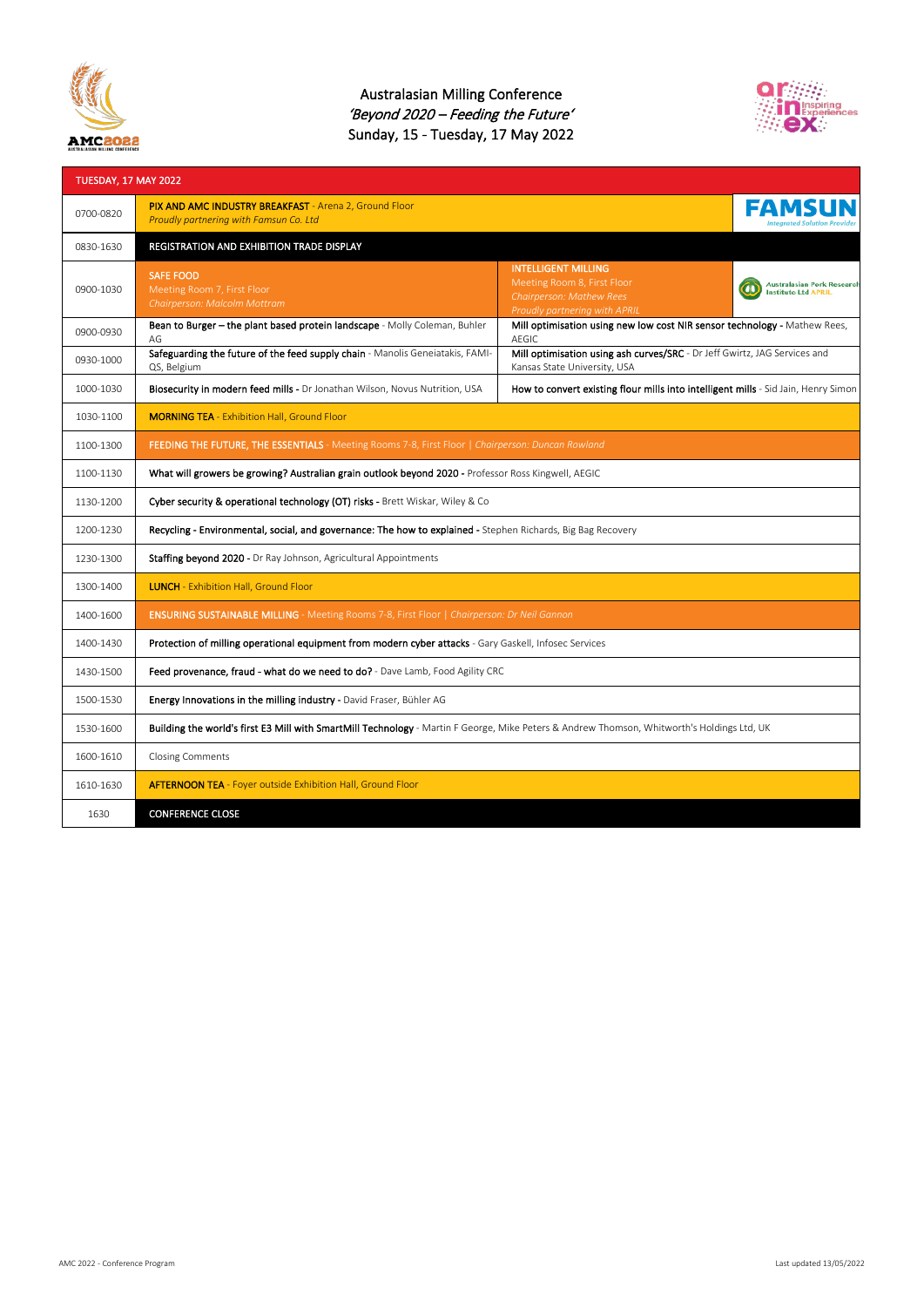Australasian Milling Conference
*'Beyond 2020 – Feeding the Future'*
Sunday, 15 - Tuesday, 17 May 2022

| TUESDAY, 17 MAY 2022 | | |
|---|---|---|
| 0700-0820 | **PIX AND AMC INDUSTRY BREAKFAST** - Arena 2, Ground Floor *Proudly partnering with Famsun Co. Ltd* | |
| 0830-1630 | REGISTRATION AND EXHIBITION TRADE DISPLAY | |
| 0900-1030 | **SAFE FOOD** Meeting Room 7, First Floor *Chairperson: Malcolm Mottram* | **INTELLIGENT MILLING** Meeting Room 8, First Floor *Chairperson: Mathew Rees* *Proudly partnering with APRIL* |
| 0900-0930 | **Bean to Burger – the plant based protein landscape** - Molly Coleman, Buhler AG | **Mill optimisation using new low cost NIR sensor technology** - Mathew Rees, AEGIC |
| 0930-1000 | **Safeguarding the future of the feed supply chain** - Manolis Geneiatakis, FAMI-QS, Belgium | **Mill optimisation using ash curves/SRC** - Dr Jeff Gwirtz, JAG Services and Kansas State University, USA |
| 1000-1030 | **Biosecurity in modern feed mills** - Dr Jonathan Wilson, Novus Nutrition, USA | **How to convert existing flour mills into intelligent mills** - Sid Jain, Henry Simon |
| 1030-1100 | **MORNING TEA** - Exhibition Hall, Ground Floor | |
| 1100-1300 | **FEEDING THE FUTURE, THE ESSENTIALS** - Meeting Rooms 7-8, First Floor \| *Chairperson: Duncan Rowland* | |
| 1100-1130 | **What will growers be growing? Australian grain outlook beyond 2020** - Professor Ross Kingwell, AEGIC | |
| 1130-1200 | **Cyber security & operational technology (OT) risks** - Brett Wiskar, Wiley & Co | |
| 1200-1230 | **Recycling - Environmental, social, and governance: The how to explained** - Stephen Richards, Big Bag Recovery | |
| 1230-1300 | **Staffing beyond 2020** - Dr Ray Johnson, Agricultural Appointments | |
| 1300-1400 | **LUNCH** - Exhibition Hall, Ground Floor | |
| 1400-1600 | **ENSURING SUSTAINABLE MILLING** - Meeting Rooms 7-8, First Floor \| *Chairperson: Dr Neil Gannon* | |
| 1400-1430 | **Protection of milling operational equipment from modern cyber attacks** - Gary Gaskell, Infosec Services | |
| 1430-1500 | **Feed provenance, fraud - what do we need to do?** - Dave Lamb, Food Agility CRC | |
| 1500-1530 | **Energy Innovations in the milling industry** - David Fraser, Bühler AG | |
| 1530-1600 | **Building the world's first E3 Mill with SmartMill Technology** - Martin F George, Mike Peters & Andrew Thomson, Whitworth's Holdings Ltd, UK | |
| 1600-1610 | Closing Comments | |
| 1610-1630 | **AFTERNOON TEA** - Foyer outside Exhibition Hall, Ground Floor | |
| 1630 | CONFERENCE CLOSE | |

AMC 2022 - Conference Program

Last updated 13/05/2022